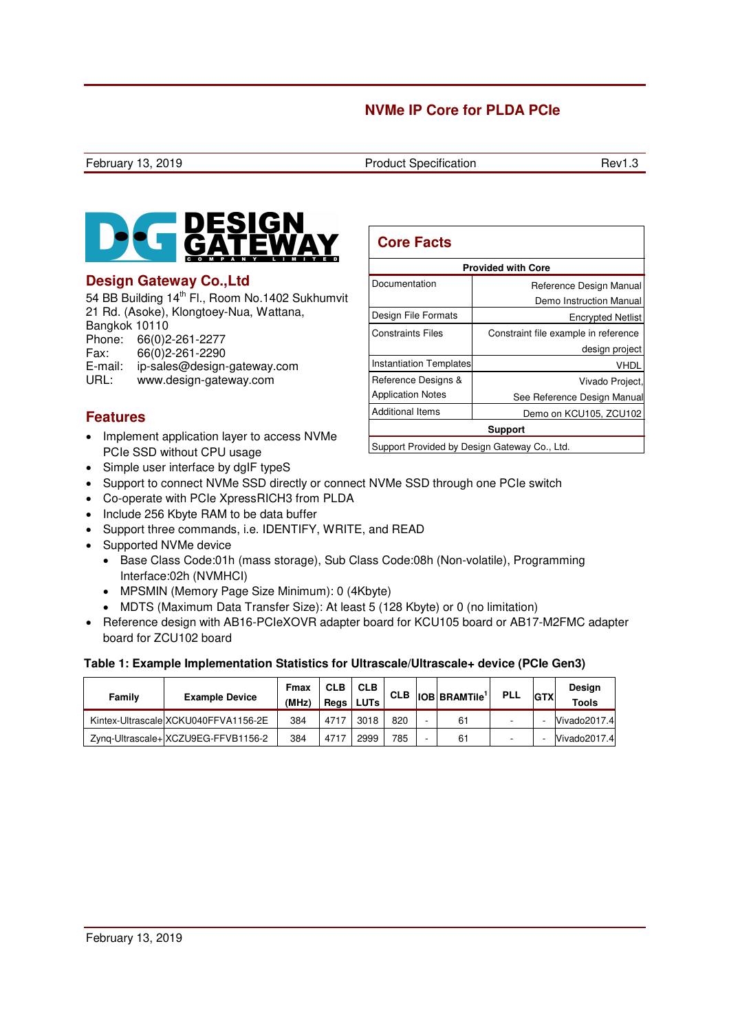# NVMe IP Core for PLDA PCIe

February 13, 2019 | Product Specification | Rev1.3

## Design Gateway Co.,Ltd

54 BB Building 14th Fl., Room No.1402 Sukhumvit 21 Rd. (Asoke), Klongtoey-Nua, Wattana, Bangkok 10110

Phone: 66(0)2-261-2277
Fax: 66(0)2-261-2290
E-mail: ip-sales@design-gateway.com
URL: www.design-gateway.com

## Core Facts

| Provided with Core | |
|---|---|
| Documentation | Reference Design Manual<br>Demo Instruction Manual |
| Design File Formats | Encrypted Netlist |
| Constraints Files | Constraint file example in reference design project |
| Instantiation Templates | VHDL |
| Reference Designs & Application Notes | Vivado Project,<br>See Reference Design Manual |
| Additional Items | Demo on KCU105, ZCU102 |
| **Support** | |
| Support Provided by Design Gateway Co., Ltd. | |

## Features

- Implement application layer to access NVMe PCIe SSD without CPU usage
- Simple user interface by dgIF typeS
- Support to connect NVMe SSD directly or connect NVMe SSD through one PCIe switch
- Co-operate with PCIe XpressRICH3 from PLDA
- Include 256 Kbyte RAM to be data buffer
- Support three commands, i.e. IDENTIFY, WRITE, and READ
- Supported NVMe device
  - Base Class Code:01h (mass storage), Sub Class Code:08h (Non-volatile), Programming Interface:02h (NVMHCI)
  - MPSMIN (Memory Page Size Minimum): 0 (4Kbyte)
  - MDTS (Maximum Data Transfer Size): At least 5 (128 Kbyte) or 0 (no limitation)
- Reference design with AB16-PCIeXOVR adapter board for KCU105 board or AB17-M2FMC adapter board for ZCU102 board

**Table 1: Example Implementation Statistics for Ultrascale/Ultrascale+ device (PCIe Gen3)**

| Family | Example Device | Fmax (MHz) | CLB Regs | CLB LUTs | CLB | IOB | BRAMTile[1] | PLL | GTX | Design Tools |
|---|---|---|---|---|---|---|---|---|---|---|
| Kintex-Ultrascale | XCKU040FFVA1156-2E | 384 | 4717 | 3018 | 820 | - | 61 | - | - | Vivado2017.4 |
| Zynq-Ultrascale+ | XCZU9EG-FFVB1156-2 | 384 | 4717 | 2999 | 785 | - | 61 | - | - | Vivado2017.4 |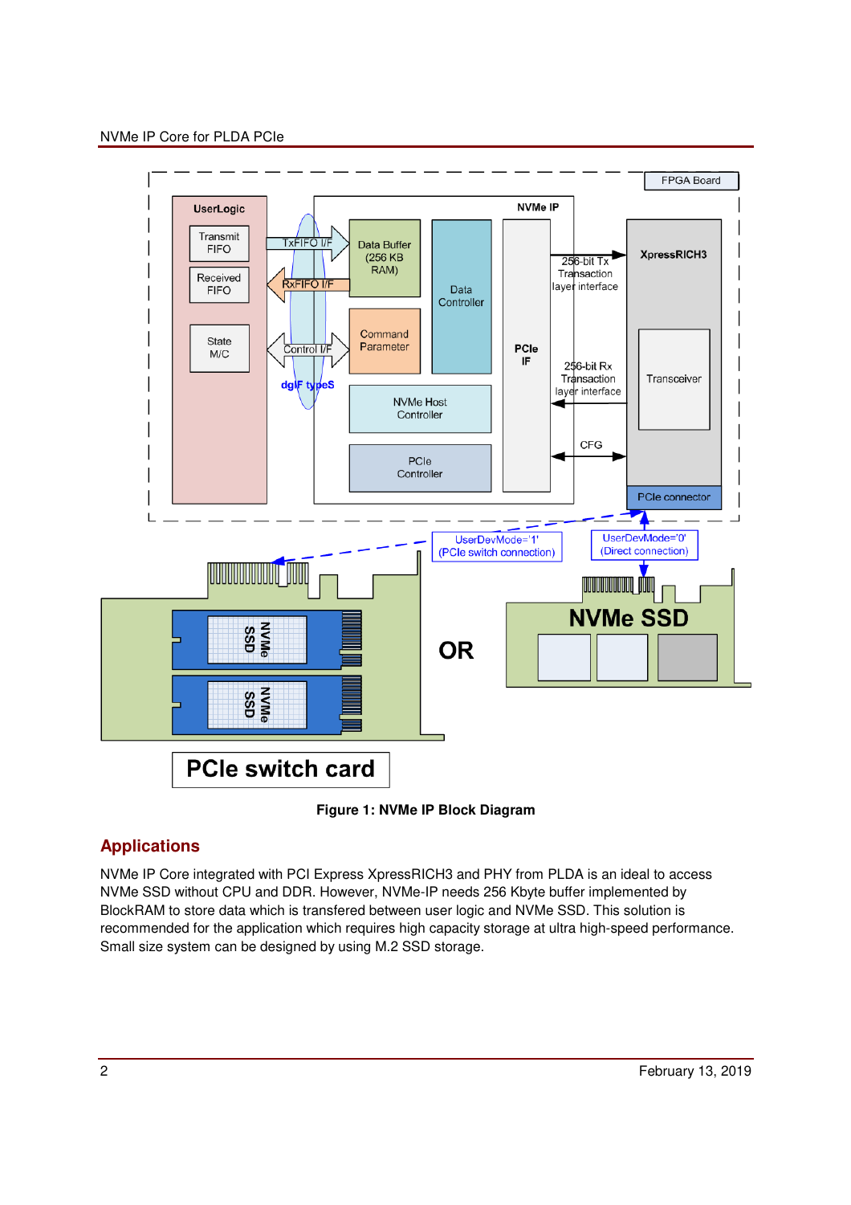Figure 1: NVMe IP Block Diagram

## Applications

NVMe IP Core integrated with PCI Express XpressRICH3 and PHY from PLDA is an ideal to access NVMe SSD without CPU and DDR. However, NVMe-IP needs 256 Kbyte buffer implemented by BlockRAM to store data which is transfered between user logic and NVMe SSD. This solution is recommended for the application which requires high capacity storage at ultra high-speed performance. Small size system can be designed by using M.2 SSD storage.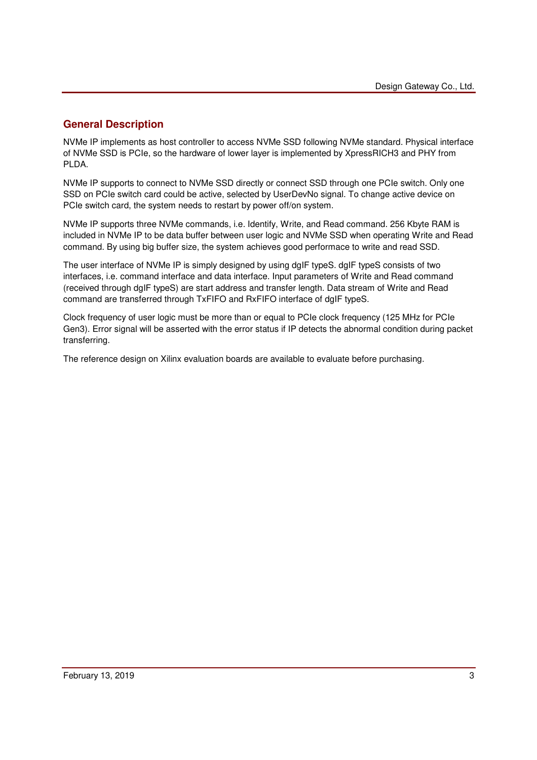## General Description

NVMe IP implements as host controller to access NVMe SSD following NVMe standard. Physical interface of NVMe SSD is PCIe, so the hardware of lower layer is implemented by XpressRICH3 and PHY from PLDA.

NVMe IP supports to connect to NVMe SSD directly or connect SSD through one PCIe switch. Only one SSD on PCIe switch card could be active, selected by UserDevNo signal. To change active device on PCIe switch card, the system needs to restart by power off/on system.

NVMe IP supports three NVMe commands, i.e. Identify, Write, and Read command. 256 Kbyte RAM is included in NVMe IP to be data buffer between user logic and NVMe SSD when operating Write and Read command. By using big buffer size, the system achieves good performace to write and read SSD.

The user interface of NVMe IP is simply designed by using dgIF typeS. dgIF typeS consists of two interfaces, i.e. command interface and data interface. Input parameters of Write and Read command (received through dgIF typeS) are start address and transfer length. Data stream of Write and Read command are transferred through TxFIFO and RxFIFO interface of dgIF typeS.

Clock frequency of user logic must be more than or equal to PCIe clock frequency (125 MHz for PCIe Gen3). Error signal will be asserted with the error status if IP detects the abnormal condition during packet transferring.

The reference design on Xilinx evaluation boards are available to evaluate before purchasing.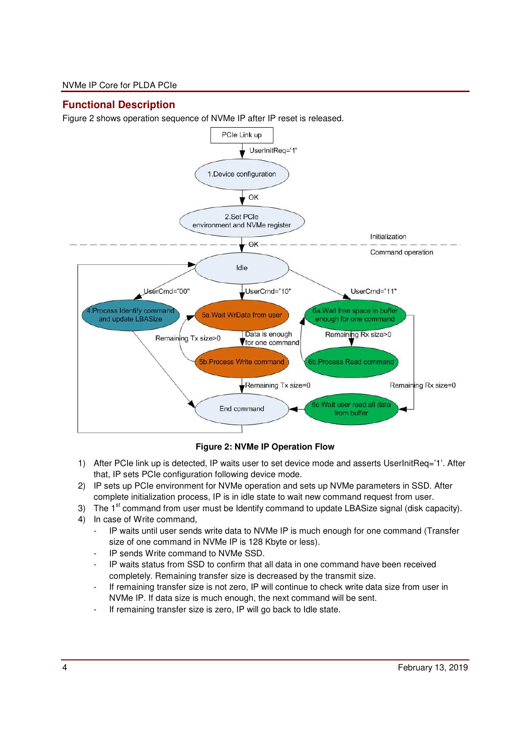## Functional Description

Figure 2 shows operation sequence of NVMe IP after IP reset is released.

**Figure 2: NVMe IP Operation Flow**

1) After PCIe link up is detected, IP waits user to set device mode and asserts UserInitReq='1'. After that, IP sets PCIe configuration following device mode.
2) IP sets up PCIe environment for NVMe operation and sets up NVMe parameters in SSD. After complete initialization process, IP is in idle state to wait new command request from user.
3) The 1st command from user must be Identify command to update LBASize signal (disk capacity).
4) In case of Write command,
   - IP waits until user sends write data to NVMe IP is much enough for one command (Transfer size of one command in NVMe IP is 128 Kbyte or less).
   - IP sends Write command to NVMe SSD.
   - IP waits status from SSD to confirm that all data in one command have been received completely. Remaining transfer size is decreased by the transmit size.
   - If remaining transfer size is not zero, IP will continue to check write data size from user in NVMe IP. If data size is much enough, the next command will be sent.
   - If remaining transfer size is zero, IP will go back to Idle state.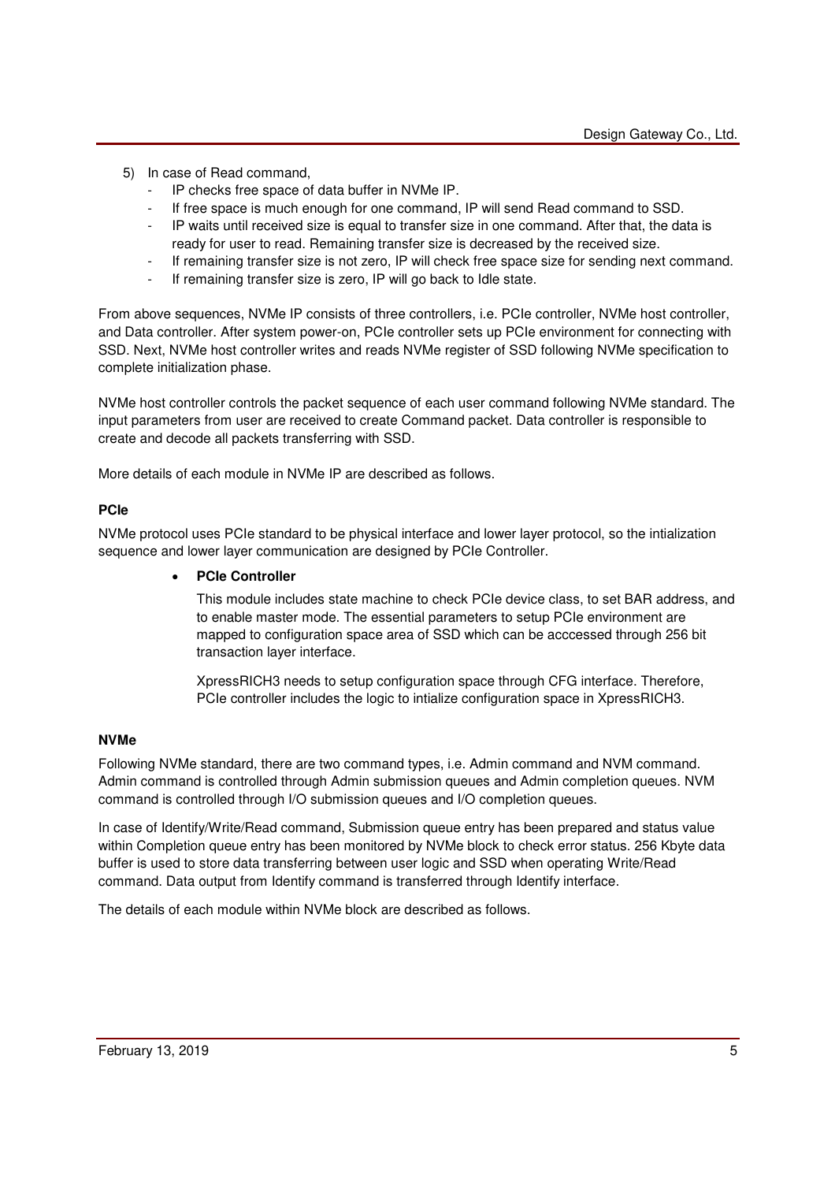5) In case of Read command,
    - IP checks free space of data buffer in NVMe IP.
    - If free space is much enough for one command, IP will send Read command to SSD.
    - IP waits until received size is equal to transfer size in one command. After that, the data is ready for user to read. Remaining transfer size is decreased by the received size.
    - If remaining transfer size is not zero, IP will check free space size for sending next command.
    - If remaining transfer size is zero, IP will go back to Idle state.

From above sequences, NVMe IP consists of three controllers, i.e. PCIe controller, NVMe host controller, and Data controller. After system power-on, PCIe controller sets up PCIe environment for connecting with SSD. Next, NVMe host controller writes and reads NVMe register of SSD following NVMe specification to complete initialization phase.

NVMe host controller controls the packet sequence of each user command following NVMe standard. The input parameters from user are received to create Command packet. Data controller is responsible to create and decode all packets transferring with SSD.

More details of each module in NVMe IP are described as follows.

**PCIe**

NVMe protocol uses PCIe standard to be physical interface and lower layer protocol, so the intialization sequence and lower layer communication are designed by PCIe Controller.

- **PCIe Controller**

  This module includes state machine to check PCIe device class, to set BAR address, and to enable master mode. The essential parameters to setup PCIe environment are mapped to configuration space area of SSD which can be acccessed through 256 bit transaction layer interface.

  XpressRICH3 needs to setup configuration space through CFG interface. Therefore, PCIe controller includes the logic to intialize configuration space in XpressRICH3.

**NVMe**

Following NVMe standard, there are two command types, i.e. Admin command and NVM command. Admin command is controlled through Admin submission queues and Admin completion queues. NVM command is controlled through I/O submission queues and I/O completion queues.

In case of Identify/Write/Read command, Submission queue entry has been prepared and status value within Completion queue entry has been monitored by NVMe block to check error status. 256 Kbyte data buffer is used to store data transferring between user logic and SSD when operating Write/Read command. Data output from Identify command is transferred through Identify interface.

The details of each module within NVMe block are described as follows.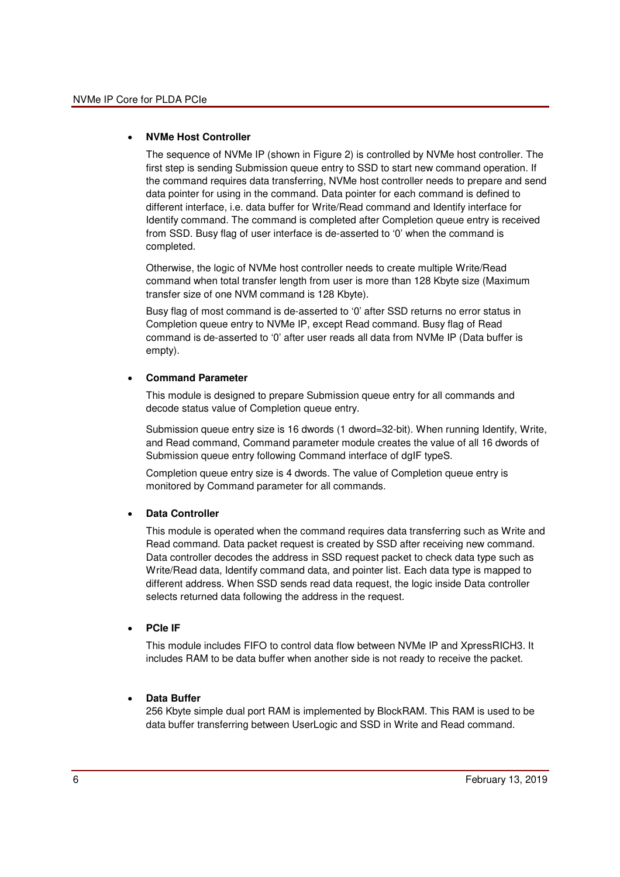- **NVMe Host Controller**

  The sequence of NVMe IP (shown in Figure 2) is controlled by NVMe host controller. The first step is sending Submission queue entry to SSD to start new command operation. If the command requires data transferring, NVMe host controller needs to prepare and send data pointer for using in the command. Data pointer for each command is defined to different interface, i.e. data buffer for Write/Read command and Identify interface for Identify command. The command is completed after Completion queue entry is received from SSD. Busy flag of user interface is de-asserted to '0' when the command is completed.

  Otherwise, the logic of NVMe host controller needs to create multiple Write/Read command when total transfer length from user is more than 128 Kbyte size (Maximum transfer size of one NVM command is 128 Kbyte).

  Busy flag of most command is de-asserted to '0' after SSD returns no error status in Completion queue entry to NVMe IP, except Read command. Busy flag of Read command is de-asserted to '0' after user reads all data from NVMe IP (Data buffer is empty).

- **Command Parameter**

  This module is designed to prepare Submission queue entry for all commands and decode status value of Completion queue entry.

  Submission queue entry size is 16 dwords (1 dword=32-bit). When running Identify, Write, and Read command, Command parameter module creates the value of all 16 dwords of Submission queue entry following Command interface of dgIF typeS.

  Completion queue entry size is 4 dwords. The value of Completion queue entry is monitored by Command parameter for all commands.

- **Data Controller**

  This module is operated when the command requires data transferring such as Write and Read command. Data packet request is created by SSD after receiving new command. Data controller decodes the address in SSD request packet to check data type such as Write/Read data, Identify command data, and pointer list. Each data type is mapped to different address. When SSD sends read data request, the logic inside Data controller selects returned data following the address in the request.

- **PCIe IF**

  This module includes FIFO to control data flow between NVMe IP and XpressRICH3. It includes RAM to be data buffer when another side is not ready to receive the packet.

- **Data Buffer**

  256 Kbyte simple dual port RAM is implemented by BlockRAM. This RAM is used to be data buffer transferring between UserLogic and SSD in Write and Read command.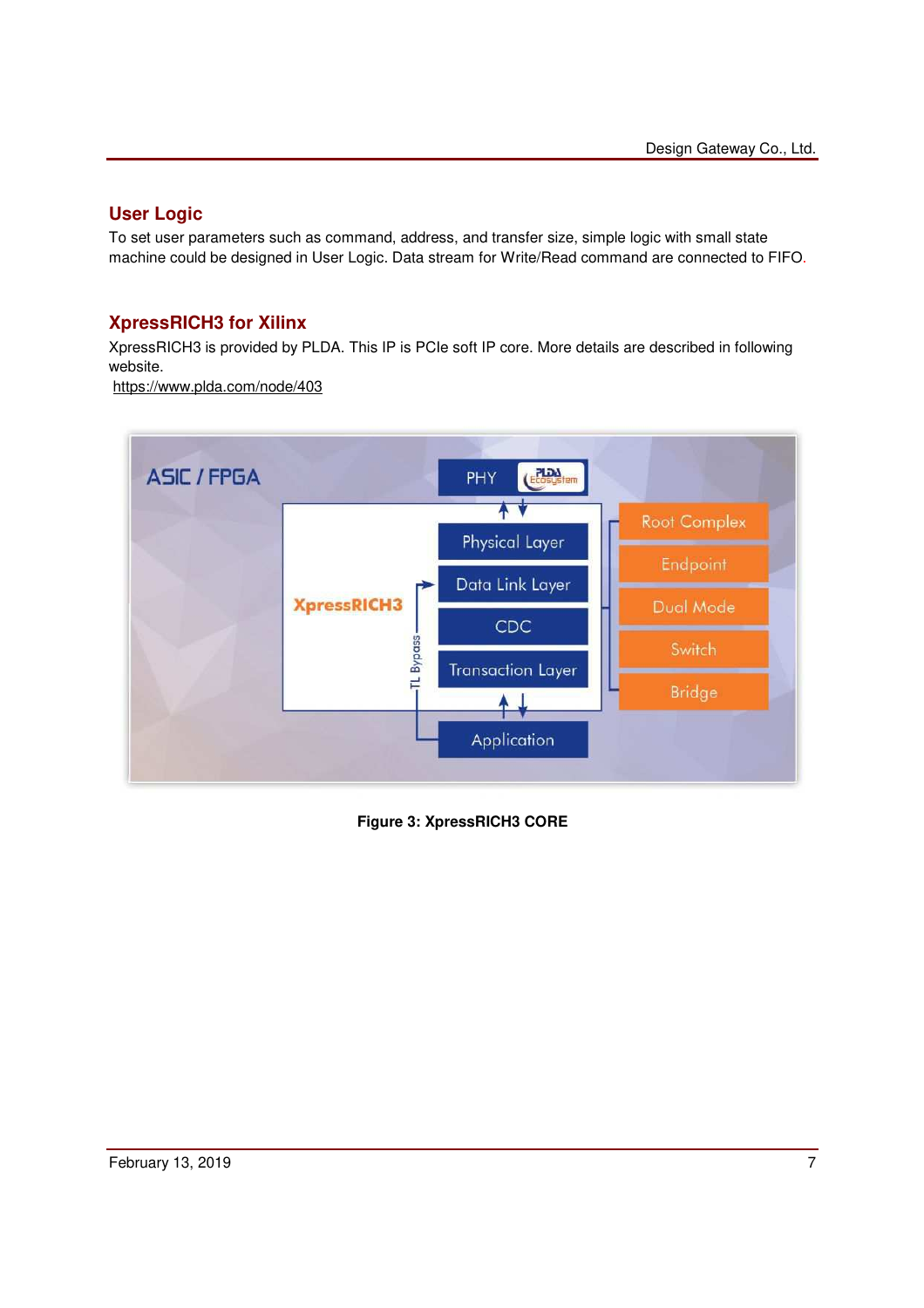## User Logic

To set user parameters such as command, address, and transfer size, simple logic with small state machine could be designed in User Logic. Data stream for Write/Read command are connected to FIFO.

## XpressRICH3 for Xilinx

XpressRICH3 is provided by PLDA. This IP is PCIe soft IP core. More details are described in following website.

https://www.plda.com/node/403

Figure 3: XpressRICH3 CORE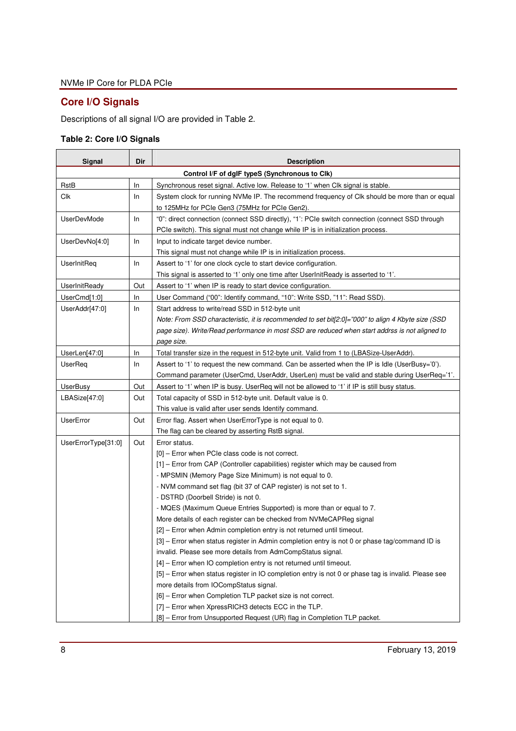## Core I/O Signals

Descriptions of all signal I/O are provided in Table 2.

**Table 2: Core I/O Signals**

| Signal | Dir | Description |
|---|---|---|
| **Control I/F of dgIF typeS (Synchronous to Clk)** | | |
| RstB | In | Synchronous reset signal. Active low. Release to '1' when Clk signal is stable. |
| Clk | In | System clock for running NVMe IP. The recommend frequency of Clk should be more than or equal to 125MHz for PCIe Gen3 (75MHz for PCIe Gen2). |
| UserDevMode | In | "0": direct connection (connect SSD directly), "1": PCIe switch connection (connect SSD through PCIe switch). This signal must not change while IP is in initialization process. |
| UserDevNo[4:0] | In | Input to indicate target device number.<br>This signal must not change while IP is in initialization process. |
| UserInitReq | In | Assert to '1' for one clock cycle to start device configuration.<br>This signal is asserted to '1' only one time after UserInitReady is asserted to '1'. |
| UserInitReady | Out | Assert to '1' when IP is ready to start device configuration. |
| UserCmd[1:0] | In | User Command ("00": Identify command, "10": Write SSD, "11": Read SSD). |
| UserAddr[47:0] | In | Start address to write/read SSD in 512-byte unit<br>*Note: From SSD characteristic, it is recommended to set bit[2:0]="000" to align 4 Kbyte size (SSD page size). Write/Read performance in most SSD are reduced when start addrss is not aligned to page size.* |
| UserLen[47:0] | In | Total transfer size in the request in 512-byte unit. Valid from 1 to (LBASize-UserAddr). |
| UserReq | In | Assert to '1' to request the new command. Can be asserted when the IP is Idle (UserBusy='0').<br>Command parameter (UserCmd, UserAddr, UserLen) must be valid and stable during UserReq='1'. |
| UserBusy | Out | Assert to '1' when IP is busy. UserReq will not be allowed to '1' if IP is still busy status. |
| LBASize[47:0] | Out | Total capacity of SSD in 512-byte unit. Default value is 0.<br>This value is valid after user sends Identify command. |
| UserError | Out | Error flag. Assert when UserErrorType is not equal to 0.<br>The flag can be cleared by asserting RstB signal. |
| UserErrorType[31:0] | Out | Error status.<br>[0] – Error when PCIe class code is not correct.<br>[1] – Error from CAP (Controller capabilities) register which may be caused from<br>- MPSMIN (Memory Page Size Minimum) is not equal to 0.<br>- NVM command set flag (bit 37 of CAP register) is not set to 1.<br>- DSTRD (Doorbell Stride) is not 0.<br>- MQES (Maximum Queue Entries Supported) is more than or equal to 7.<br>More details of each register can be checked from NVMeCAPReg signal<br>[2] – Error when Admin completion entry is not returned until timeout.<br>[3] – Error when status register in Admin completion entry is not 0 or phase tag/command ID is invalid. Please see more details from AdmCompStatus signal.<br>[4] – Error when IO completion entry is not returned until timeout.<br>[5] – Error when status register in IO completion entry is not 0 or phase tag is invalid. Please see more details from IOCompStatus signal.<br>[6] – Error when Completion TLP packet size is not correct.<br>[7] – Error when XpressRICH3 detects ECC in the TLP.<br>[8] – Error from Unsupported Request (UR) flag in Completion TLP packet. |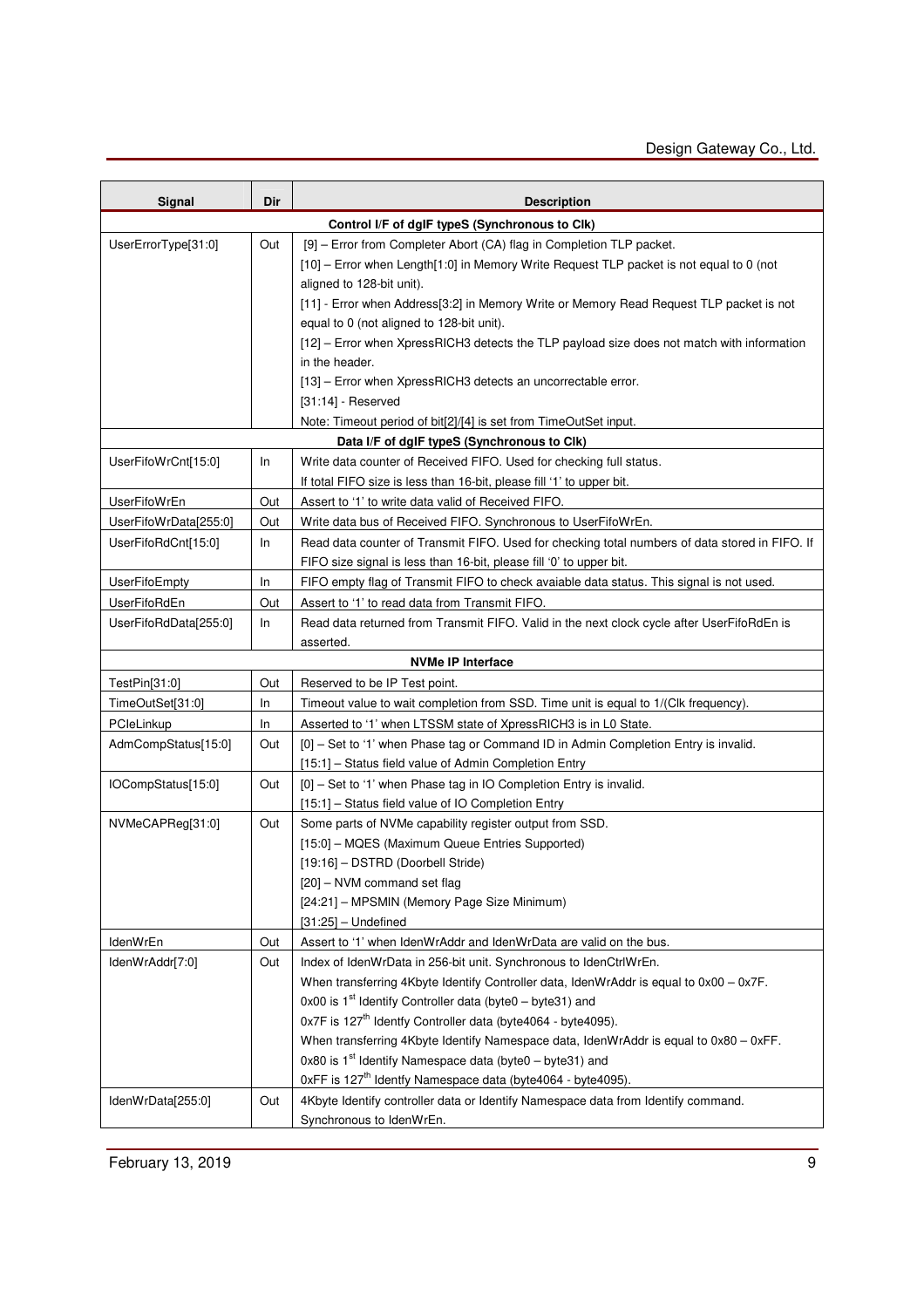| Signal | Dir | Description |
|---|---|---|
| **Control I/F of dgIF typeS (Synchronous to Clk)** | | |
| UserErrorType[31:0] | Out | [9] – Error from Completer Abort (CA) flag in Completion TLP packet.<br>[10] – Error when Length[1:0] in Memory Write Request TLP packet is not equal to 0 (not aligned to 128-bit unit).<br>[11] - Error when Address[3:2] in Memory Write or Memory Read Request TLP packet is not equal to 0 (not aligned to 128-bit unit).<br>[12] – Error when XpressRICH3 detects the TLP payload size does not match with information in the header.<br>[13] – Error when XpressRICH3 detects an uncorrectable error.<br>[31:14] - Reserved<br>Note: Timeout period of bit[2]/[4] is set from TimeOutSet input. |
| **Data I/F of dgIF typeS (Synchronous to Clk)** | | |
| UserFifoWrCnt[15:0] | In | Write data counter of Received FIFO. Used for checking full status.<br>If total FIFO size is less than 16-bit, please fill '1' to upper bit. |
| UserFifoWrEn | Out | Assert to '1' to write data valid of Received FIFO. |
| UserFifoWrData[255:0] | Out | Write data bus of Received FIFO. Synchronous to UserFifoWrEn. |
| UserFifoRdCnt[15:0] | In | Read data counter of Transmit FIFO. Used for checking total numbers of data stored in FIFO. If FIFO size signal is less than 16-bit, please fill '0' to upper bit. |
| UserFifoEmpty | In | FIFO empty flag of Transmit FIFO to check avaiable data status. This signal is not used. |
| UserFifoRdEn | Out | Assert to '1' to read data from Transmit FIFO. |
| UserFifoRdData[255:0] | In | Read data returned from Transmit FIFO. Valid in the next clock cycle after UserFifoRdEn is asserted. |
| **NVMe IP Interface** | | |
| TestPin[31:0] | Out | Reserved to be IP Test point. |
| TimeOutSet[31:0] | In | Timeout value to wait completion from SSD. Time unit is equal to 1/(Clk frequency). |
| PCIeLinkup | In | Asserted to '1' when LTSSM state of XpressRICH3 is in L0 State. |
| AdmCompStatus[15:0] | Out | [0] – Set to '1' when Phase tag or Command ID in Admin Completion Entry is invalid.<br>[15:1] – Status field value of Admin Completion Entry |
| IOCompStatus[15:0] | Out | [0] – Set to '1' when Phase tag in IO Completion Entry is invalid.<br>[15:1] – Status field value of IO Completion Entry |
| NVMeCAPReg[31:0] | Out | Some parts of NVMe capability register output from SSD.<br>[15:0] – MQES (Maximum Queue Entries Supported)<br>[19:16] – DSTRD (Doorbell Stride)<br>[20] – NVM command set flag<br>[24:21] – MPSMIN (Memory Page Size Minimum)<br>[31:25] – Undefined |
| IdenWrEn | Out | Assert to '1' when IdenWrAddr and IdenWrData are valid on the bus. |
| IdenWrAddr[7:0] | Out | Index of IdenWrData in 256-bit unit. Synchronous to IdenCtrlWrEn.<br>When transferring 4Kbyte Identify Controller data, IdenWrAddr is equal to 0x00 – 0x7F.<br>0x00 is 1st Identify Controller data (byte0 – byte31) and<br>0x7F is 127th Identfy Controller data (byte4064 - byte4095).<br>When transferring 4Kbyte Identify Namespace data, IdenWrAddr is equal to 0x80 – 0xFF.<br>0x80 is 1st Identify Namespace data (byte0 – byte31) and<br>0xFF is 127th Identfy Namespace data (byte4064 - byte4095). |
| IdenWrData[255:0] | Out | 4Kbyte Identify controller data or Identify Namespace data from Identify command.<br>Synchronous to IdenWrEn. |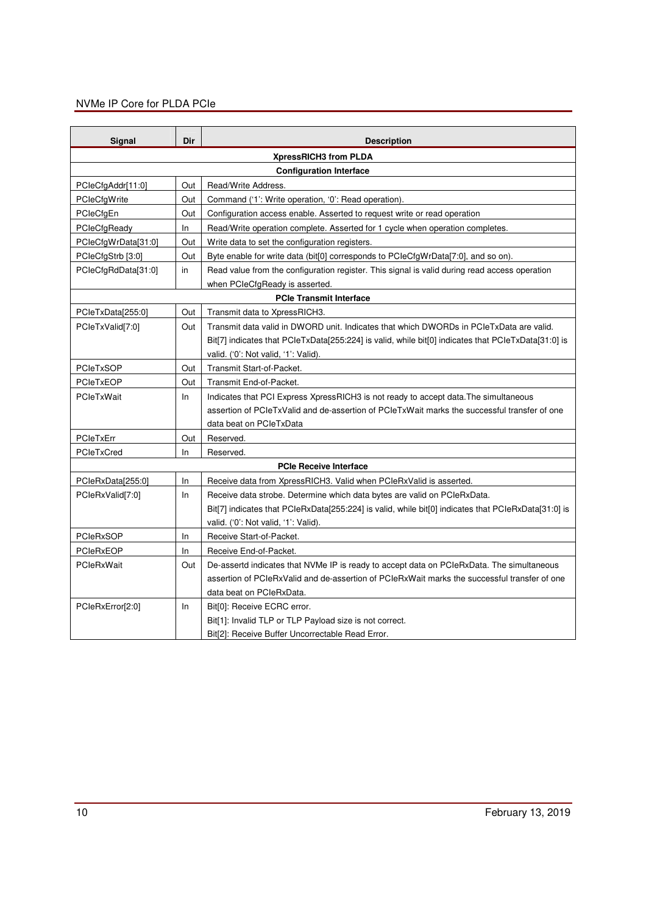| Signal | Dir | Description |
|---|---|---|
| **XpressRICH3 from PLDA** | | |
| **Configuration Interface** | | |
| PCIeCfgAddr[11:0] | Out | Read/Write Address. |
| PCIeCfgWrite | Out | Command ('1': Write operation, '0': Read operation). |
| PCIeCfgEn | Out | Configuration access enable. Asserted to request write or read operation |
| PCIeCfgReady | In | Read/Write operation complete. Asserted for 1 cycle when operation completes. |
| PCIeCfgWrData[31:0] | Out | Write data to set the configuration registers. |
| PCIeCfgStrb [3:0] | Out | Byte enable for write data (bit[0] corresponds to PCIeCfgWrData[7:0], and so on). |
| PCIeCfgRdData[31:0] | in | Read value from the configuration register. This signal is valid during read access operation when PCIeCfgReady is asserted. |
| **PCIe Transmit Interface** | | |
| PCIeTxData[255:0] | Out | Transmit data to XpressRICH3. |
| PCIeTxValid[7:0] | Out | Transmit data valid in DWORD unit. Indicates that which DWORDs in PCIeTxData are valid. Bit[7] indicates that PCIeTxData[255:224] is valid, while bit[0] indicates that PCIeTxData[31:0] is valid. ('0': Not valid, '1': Valid). |
| PCIeTxSOP | Out | Transmit Start-of-Packet. |
| PCIeTxEOP | Out | Transmit End-of-Packet. |
| PCIeTxWait | In | Indicates that PCI Express XpressRICH3 is not ready to accept data.The simultaneous assertion of PCIeTxValid and de-assertion of PCIeTxWait marks the successful transfer of one data beat on PCIeTxData |
| PCIeTxErr | Out | Reserved. |
| PCIeTxCred | In | Reserved. |
| **PCIe Receive Interface** | | |
| PCIeRxData[255:0] | In | Receive data from XpressRICH3. Valid when PCIeRxValid is asserted. |
| PCIeRxValid[7:0] | In | Receive data strobe. Determine which data bytes are valid on PCIeRxData. Bit[7] indicates that PCIeRxData[255:224] is valid, while bit[0] indicates that PCIeRxData[31:0] is valid. ('0': Not valid, '1': Valid). |
| PCIeRxSOP | In | Receive Start-of-Packet. |
| PCIeRxEOP | In | Receive End-of-Packet. |
| PCIeRxWait | Out | De-assertd indicates that NVMe IP is ready to accept data on PCIeRxData. The simultaneous assertion of PCIeRxValid and de-assertion of PCIeRxWait marks the successful transfer of one data beat on PCIeRxData. |
| PCIeRxError[2:0] | In | Bit[0]: Receive ECRC error. Bit[1]: Invalid TLP or TLP Payload size is not correct. Bit[2]: Receive Buffer Uncorrectable Read Error. |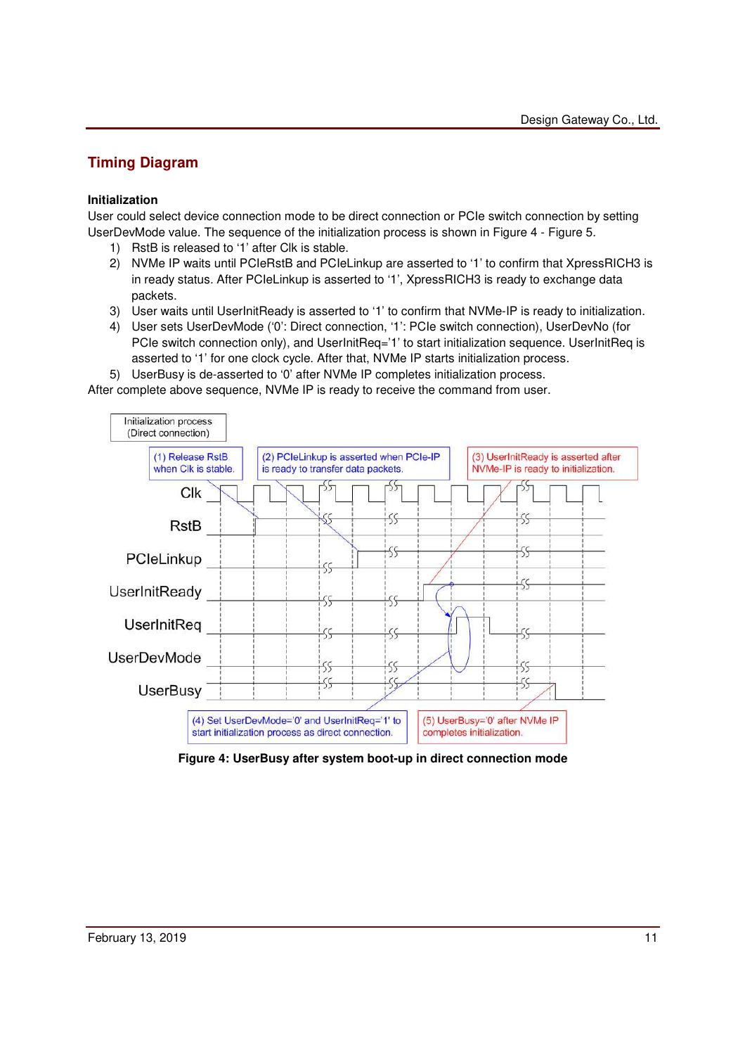## Timing Diagram

### Initialization

User could select device connection mode to be direct connection or PCIe switch connection by setting UserDevMode value. The sequence of the initialization process is shown in Figure 4 - Figure 5.

1) RstB is released to '1' after Clk is stable.
2) NVMe IP waits until PCIeRstB and PCIeLinkup are asserted to '1' to confirm that XpressRICH3 is in ready status. After PCIeLinkup is asserted to '1', XpressRICH3 is ready to exchange data packets.
3) User waits until UserInitReady is asserted to '1' to confirm that NVMe-IP is ready to initialization.
4) User sets UserDevMode ('0': Direct connection, '1': PCIe switch connection), UserDevNo (for PCIe switch connection only), and UserInitReq='1' to start initialization sequence. UserInitReq is asserted to '1' for one clock cycle. After that, NVMe IP starts initialization process.
5) UserBusy is de-asserted to '0' after NVMe IP completes initialization process.

After complete above sequence, NVMe IP is ready to receive the command from user.

Initialization process (Direct connection)

(1) Release RstB when Clk is stable.

(2) PCIeLinkup is asserted when PCIe-IP is ready to transfer data packets.

(3) UserInitReady is asserted after NVMe-IP is ready to initialization.

Clk

RstB

PCIeLinkup

UserInitReady

UserInitReq

UserDevMode

UserBusy

(4) Set UserDevMode='0' and UserInitReq='1' to start initialization process as direct connection.

(5) UserBusy='0' after NVMe IP completes initialization.

**Figure 4: UserBusy after system boot-up in direct connection mode**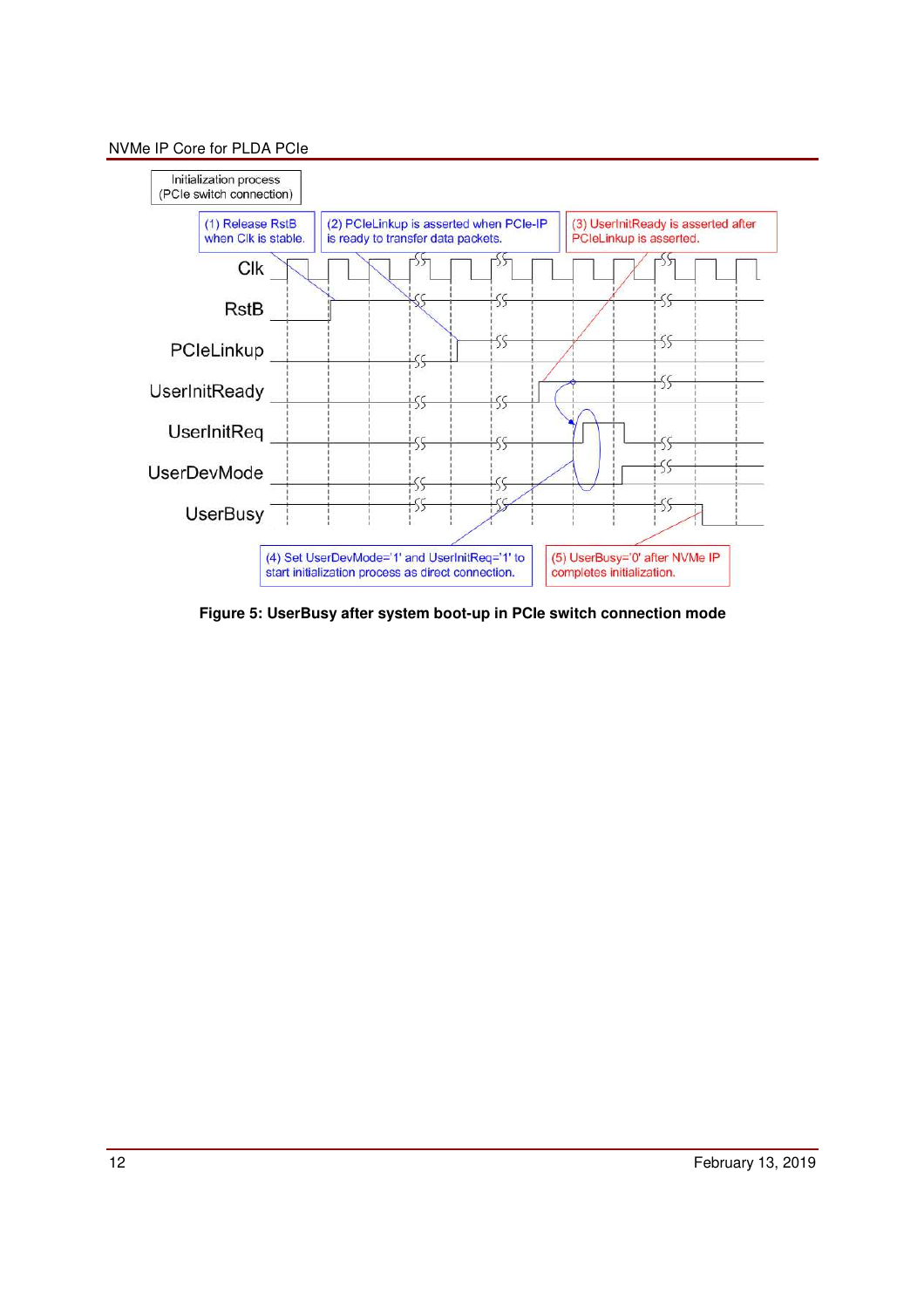Initialization process (PCIe switch connection)

(1) Release RstB when Clk is stable.

(2) PCIeLinkup is asserted when PCIe-IP is ready to transfer data packets.

(3) UserInitReady is asserted after PCIeLinkup is asserted.

Clk

RstB

PCIeLinkup

UserInitReady

UserInitReq

UserDevMode

UserBusy

(4) Set UserDevMode='1' and UserInitReq='1' to start initialization process as direct connection.

(5) UserBusy='0' after NVMe IP completes initialization.

**Figure 5: UserBusy after system boot-up in PCIe switch connection mode**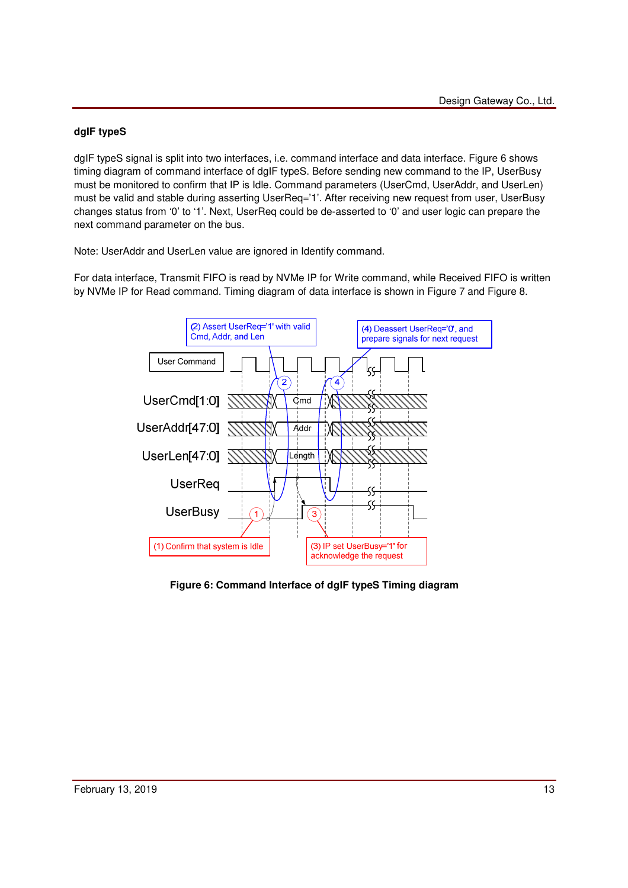**dgIF typeS**

dgIF typeS signal is split into two interfaces, i.e. command interface and data interface. Figure 6 shows timing diagram of command interface of dgIF typeS. Before sending new command to the IP, UserBusy must be monitored to confirm that IP is Idle. Command parameters (UserCmd, UserAddr, and UserLen) must be valid and stable during asserting UserReq='1'. After receiving new request from user, UserBusy changes status from '0' to '1'. Next, UserReq could be de-asserted to '0' and user logic can prepare the next command parameter on the bus.

Note: UserAddr and UserLen value are ignored in Identify command.

For data interface, Transmit FIFO is read by NVMe IP for Write command, while Received FIFO is written by NVMe IP for Read command. Timing diagram of data interface is shown in Figure 7 and Figure 8.

**Figure 6: Command Interface of dgIF typeS Timing diagram**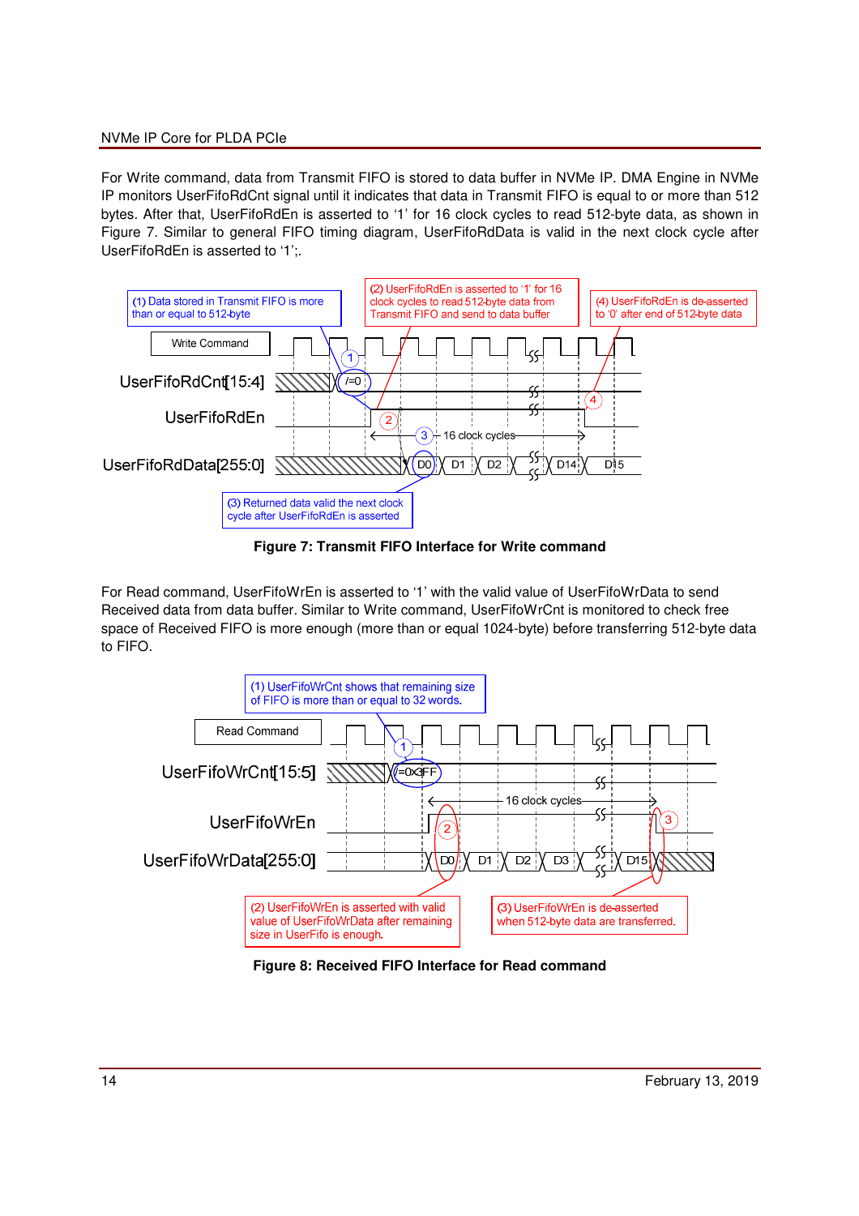For Write command, data from Transmit FIFO is stored to data buffer in NVMe IP. DMA Engine in NVMe IP monitors UserFifoRdCnt signal until it indicates that data in Transmit FIFO is equal to or more than 512 bytes. After that, UserFifoRdEn is asserted to '1' for 16 clock cycles to read 512-byte data, as shown in Figure 7. Similar to general FIFO timing diagram, UserFifoRdData is valid in the next clock cycle after UserFifoRdEn is asserted to '1';.

**Figure 7: Transmit FIFO Interface for Write command**

For Read command, UserFifoWrEn is asserted to '1' with the valid value of UserFifoWrData to send Received data from data buffer. Similar to Write command, UserFifoWrCnt is monitored to check free space of Received FIFO is more enough (more than or equal 1024-byte) before transferring 512-byte data to FIFO.

**Figure 8: Received FIFO Interface for Read command**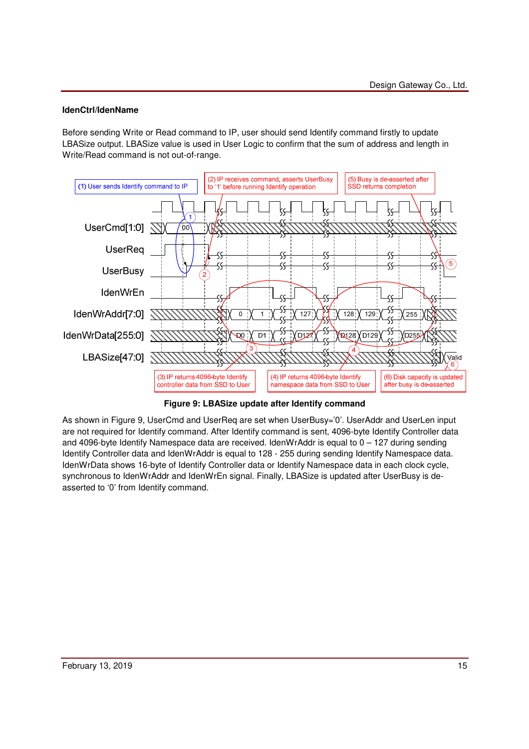**IdenCtrl/IdenName**

Before sending Write or Read command to IP, user should send Identify command firstly to update LBASize output. LBASize value is used in User Logic to confirm that the sum of address and length in Write/Read command is not out-of-range.

(1) User sends Identify command to IP

(2) IP receives command, asserts UserBusy to '1' before running Identify operation

(5) Busy is de-asserted after SSD returns completion

(3) IP returns 4096-byte Identify controller data from SSD to User

(4) IP returns 4096-byte Identify namespace data from SSD to User

(6) Disk capacity is updated after busy is de-asserted

**Figure 9: LBASize update after Identify command**

As shown in Figure 9, UserCmd and UserReq are set when UserBusy='0'. UserAddr and UserLen input are not required for Identify command. After Identify command is sent, 4096-byte Identify Controller data and 4096-byte Identify Namespace data are received. IdenWrAddr is equal to 0 – 127 during sending Identify Controller data and IdenWrAddr is equal to 128 - 255 during sending Identify Namespace data. IdenWrData shows 16-byte of Identify Controller data or Identify Namespace data in each clock cycle, synchronous to IdenWrAddr and IdenWrEn signal. Finally, LBASize is updated after UserBusy is de-asserted to '0' from Identify command.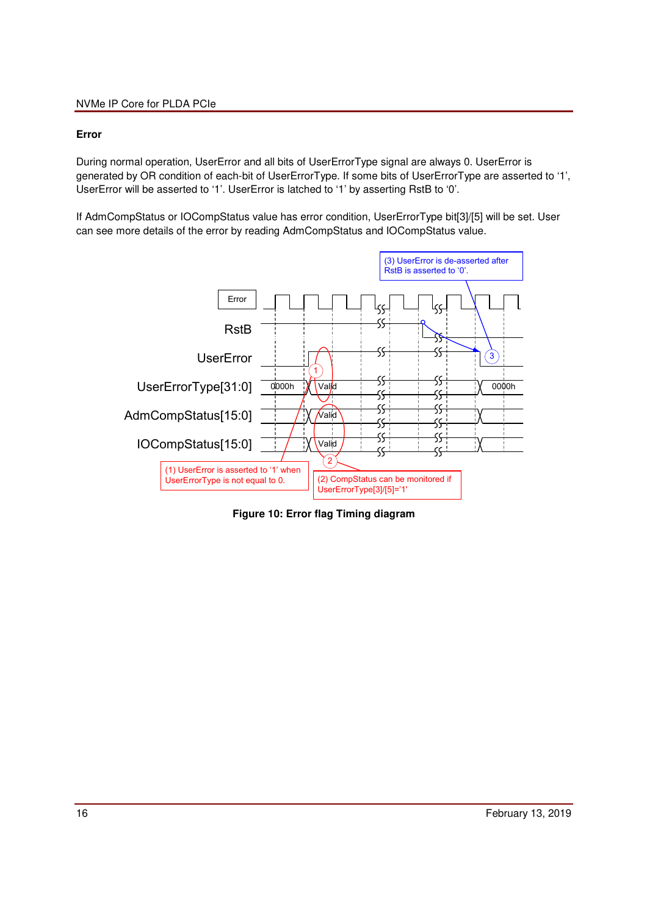### Error

During normal operation, UserError and all bits of UserErrorType signal are always 0. UserError is generated by OR condition of each-bit of UserErrorType. If some bits of UserErrorType are asserted to '1', UserError will be asserted to '1'. UserError is latched to '1' by asserting RstB to '0'.

If AdmCompStatus or IOCompStatus value has error condition, UserErrorType bit[3]/[5] will be set. User can see more details of the error by reading AdmCompStatus and IOCompStatus value.

**Figure 10: Error flag Timing diagram**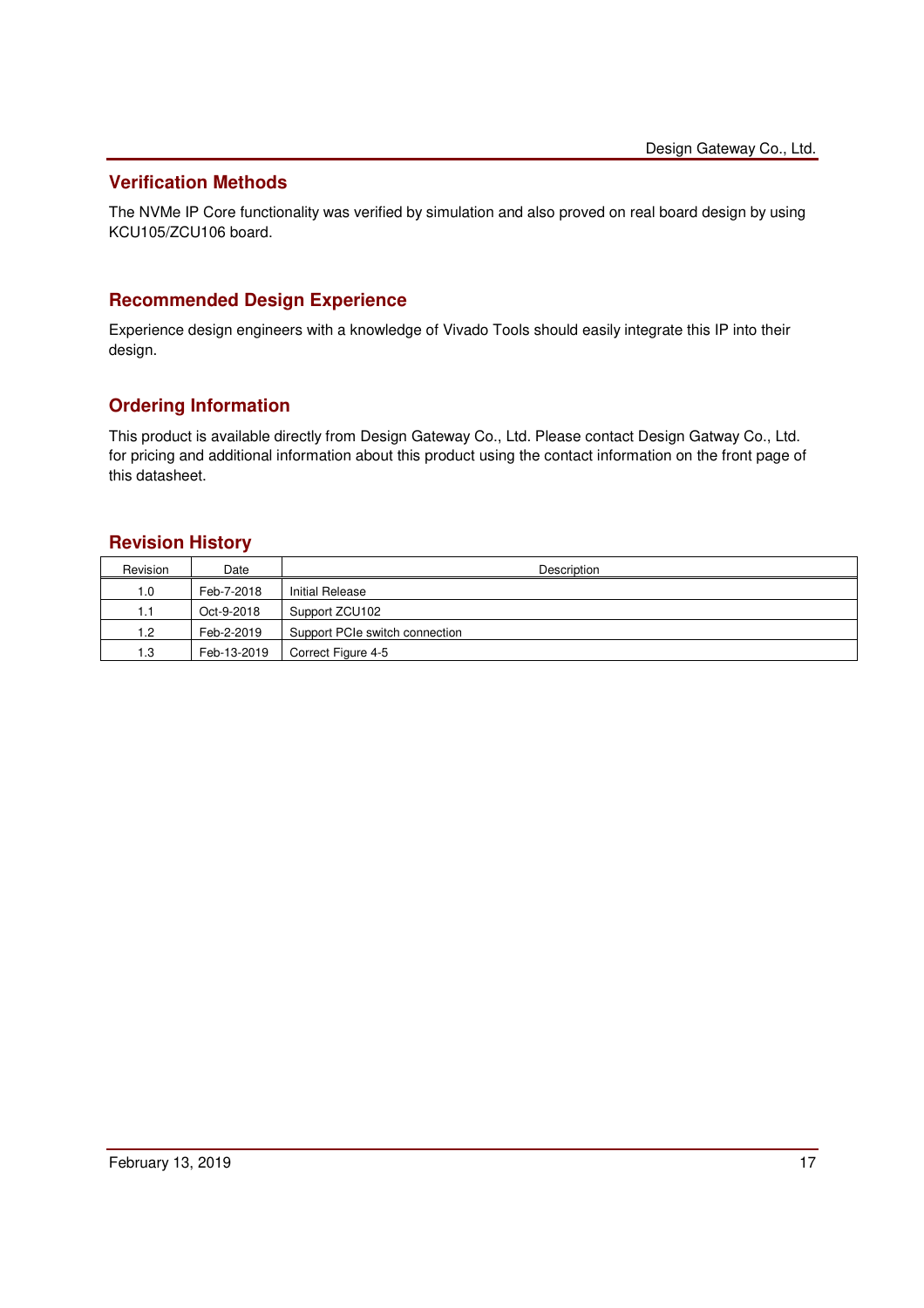## Verification Methods

The NVMe IP Core functionality was verified by simulation and also proved on real board design by using KCU105/ZCU106 board.

## Recommended Design Experience

Experience design engineers with a knowledge of Vivado Tools should easily integrate this IP into their design.

## Ordering Information

This product is available directly from Design Gateway Co., Ltd. Please contact Design Gatway Co., Ltd. for pricing and additional information about this product using the contact information on the front page of this datasheet.

## Revision History

| Revision | Date | Description |
|---|---|---|
| 1.0 | Feb-7-2018 | Initial Release |
| 1.1 | Oct-9-2018 | Support ZCU102 |
| 1.2 | Feb-2-2019 | Support PCIe switch connection |
| 1.3 | Feb-13-2019 | Correct Figure 4-5 |